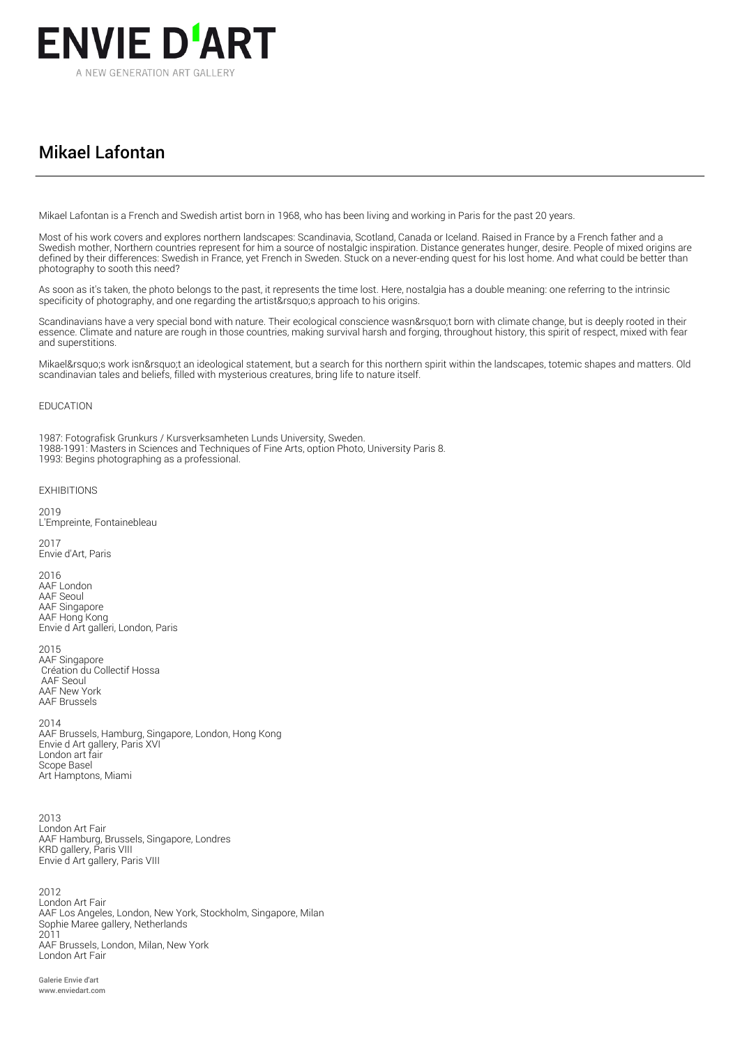# ENVIE D'ART

A NEW GENERATION ART GALLERY

## Mikael Lafontan

Mikael Lafontan is a French and Swedish artist born in 1968, who has been living and working in Paris for the past 20 years.

Most of his work covers and explores northern landscapes: Scandinavia, Scotland, Canada or Iceland. Raised in France by a French father and a Swedish mother, Northern countries represent for him a source of nostalgic inspiration. Distance generates hunger, desire. People of mixed origins are defined by their differences: Swedish in France, yet French in Sweden. Stuck on a never-ending quest for his lost home. And what could be better than photography to sooth this need?

As soon as it's taken, the photo belongs to the past, it represents the time lost. Here, nostalgia has a double meaning: one referring to the intrinsic specificity of photography, and one regarding the artist&rsquo;s approach to his origins.

Scandinavians have a very special bond with nature. Their ecological conscience wasn&rsquo;t born with climate change, but is deeply rooted in their essence. Climate and nature are rough in those countries, making survival harsh and forging, throughout history, this spirit of respect, mixed with fear and superstitions.

Mikael&rsquo;s work isn&rsquo;t an ideological statement, but a search for this northern spirit within the landscapes, totemic shapes and matters. Old scandinavian tales and beliefs, filled with mysterious creatures, bring life to nature itself.

EDUCATION

1987: Fotografisk Grunkurs / Kursverksamheten Lunds University, Sweden.
1988-1991: Masters in Sciences and Techniques of Fine Arts, option Photo, University Paris 8.
1993: Begins photographing as a professional.

EXHIBITIONS

2019
L'Empreinte, Fontainebleau

2017
Envie d'Art, Paris

2016
AAF London
AAF Seoul
AAF Singapore
AAF Hong Kong
Envie d Art galleri, London, Paris

2015
AAF Singapore
Création du Collectif Hossa
AAF Seoul
AAF New York
AAF Brussels

2014
AAF Brussels, Hamburg, Singapore, London, Hong Kong
Envie d Art gallery, Paris XVI
London art fair
Scope Basel
Art Hamptons, Miami

2013
London Art Fair
AAF Hamburg, Brussels, Singapore, Londres
KRD gallery, Paris VIII
Envie d Art gallery, Paris VIII

2012
London Art Fair
AAF Los Angeles, London, New York, Stockholm, Singapore, Milan
Sophie Maree gallery, Netherlands

2011
AAF Brussels, London, Milan, New York
London Art Fair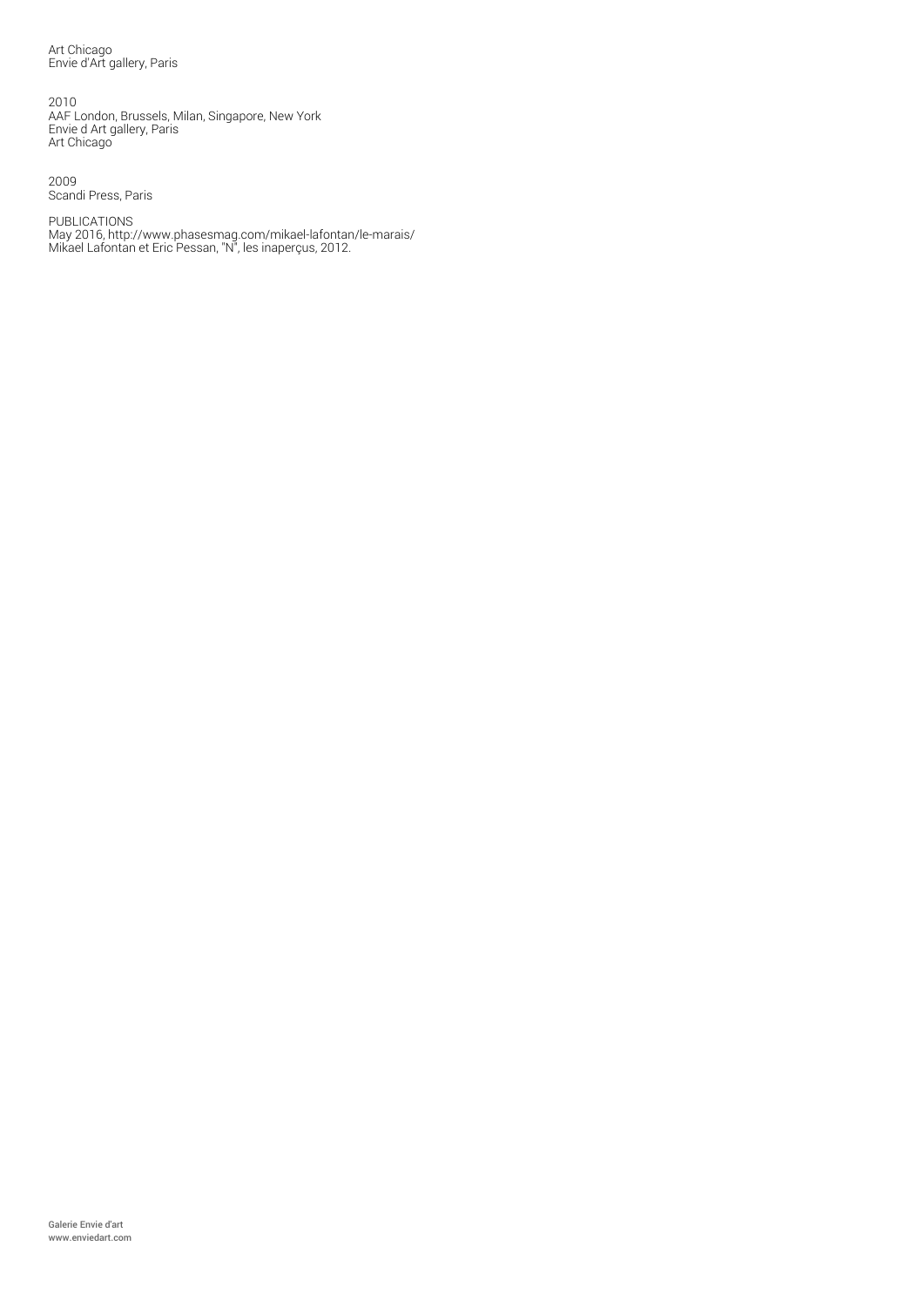Art Chicago
Envie d'Art gallery, Paris

2010
AAF London, Brussels, Milan, Singapore, New York
Envie d Art gallery, Paris
Art Chicago

2009
Scandi Press, Paris

PUBLICATIONS
May 2016, http://www.phasesmag.com/mikael-lafontan/le-marais/
Mikael Lafontan et Eric Pessan, "N", les inaperçus, 2012.